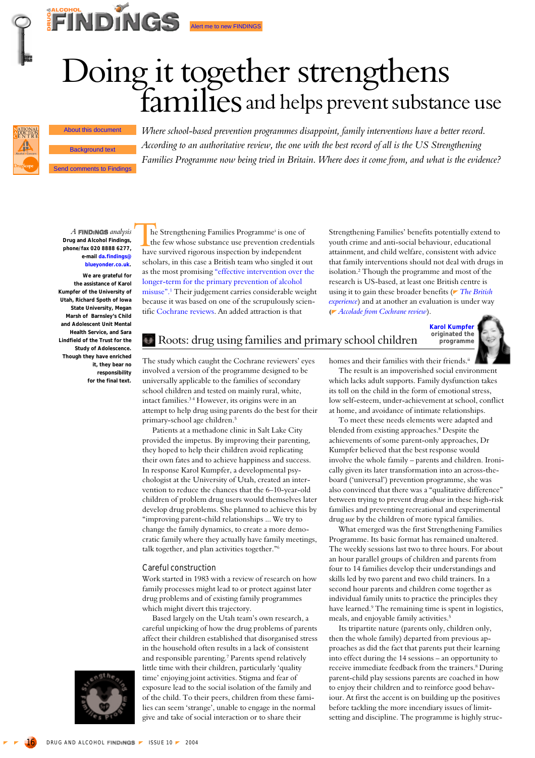# Doing it together strengthens families and helps prevent substance use

*Where school-based prevention programmes disappoint, family interventions have a better record. According to an authoritative review, the one with the best record of all is the US Strengthening Families Programme now being tried in Britain. Where does it come from, and what is the evidence?*

*A FINDINGS analysis* **Drug and Alcohol Findings, phone/fax 020 8888 6277, e-mail da.findings@blueyonder.co.uk.**

**We are grateful for the assistance of Karol Kumpfer of the University of Utah, Richard Spoth of Iowa State University, Megan Marsh of Barnsley's Child and Adolescent Unit Mental Health Service, and Sara Lindfield of the Trust for the Study of Adolescence. Though they have enriched it, they bear no responsibility for the final text.**

The Strengthening Families Programme[i] is one of the few whose substance use prevention credentials have survived rigorous inspection by independent scholars, in this case a British team who singled it out as the most promising "effective intervention over the longer-term for the primary prevention of alcohol misuse".[1] Their judgement carries considerable weight because it was based on one of the scrupulously scientific Cochrane reviews. An added attraction is that Strengthening Families' benefits potentially extend to youth crime and anti-social behaviour, educational attainment, and child welfare, consistent with advice that family interventions should not deal with drugs in isolation.[2] Though the programme and most of the research is US-based, at least one British centre is using it to gain these broader benefits (The British experience) and at another an evaluation is under way (Accolade from Cochrane review).

## Roots: drug using families and primary school children

**Karol Kumpfer** originated the programme

The study which caught the Cochrane reviewers' eyes involved a version of the programme designed to be universally applicable to the families of secondary school children and tested on mainly rural, white, intact families.[3 4] However, its origins were in an attempt to help drug using parents do the best for their primary-school age children.[5]

Patients at a methadone clinic in Salt Lake City provided the impetus. By improving their parenting, they hoped to help their children avoid replicating their own fates and to achieve happiness and success. In response Karol Kumpfer, a developmental psychologist at the University of Utah, created an intervention to reduce the chances that the 6–10-year-old children of problem drug users would themselves later develop drug problems. She planned to achieve this by "improving parent-child relationships ... We try to change the family dynamics, to create a more democratic family where they actually have family meetings, talk together, and plan activities together."[6]

### Careful construction

Work started in 1983 with a review of research on how family processes might lead to or protect against later drug problems and of existing family programmes which might divert this trajectory.

Based largely on the Utah team's own research, a careful unpicking of how the drug problems of parents affect their children established that disorganised stress in the household often results in a lack of consistent and responsible parenting.[7] Parents spend relatively little time with their children, particularly 'quality time' enjoying joint activities. Stigma and fear of exposure lead to the social isolation of the family and of the child. To their peers, children from these families can seem 'strange', unable to engage in the normal give and take of social interaction or to share their homes and their families with their friends.[ii]

The result is an impoverished social environment which lacks adult supports. Family dysfunction takes its toll on the child in the form of emotional stress, low self-esteem, under-achievement at school, conflict at home, and avoidance of intimate relationships.

To meet these needs elements were adapted and blended from existing approaches.[8] Despite the achievements of some parent-only approaches, Dr Kumpfer believed that the best response would involve the whole family – parents and children. Ironically given its later transformation into an across-the-board ('universal') prevention programme, she was also convinced that there was a "qualitative difference" between trying to prevent drug *abuse* in these high-risk families and preventing recreational and experimental drug *use* by the children of more typical families.

What emerged was the first Strengthening Families Programme. Its basic format has remained unaltered. The weekly sessions last two to three hours. For about an hour parallel groups of children and parents from four to 14 families develop their understandings and skills led by two parent and two child trainers. In a second hour parents and children come together as individual family units to practice the principles they have learned.[9] The remaining time is spent in logistics, meals, and enjoyable family activities.[5]

Its tripartite nature (parents only, children only, then the whole family) departed from previous approaches as did the fact that parents put their learning into effect during the 14 sessions – an opportunity to receive immediate feedback from the trainers.[8] During parent-child play sessions parents are coached in how to enjoy their children and to reinforce good behaviour. At first the accent is on building up the positives before tackling the more incendiary issues of limit-setting and discipline. The programme is highly struc-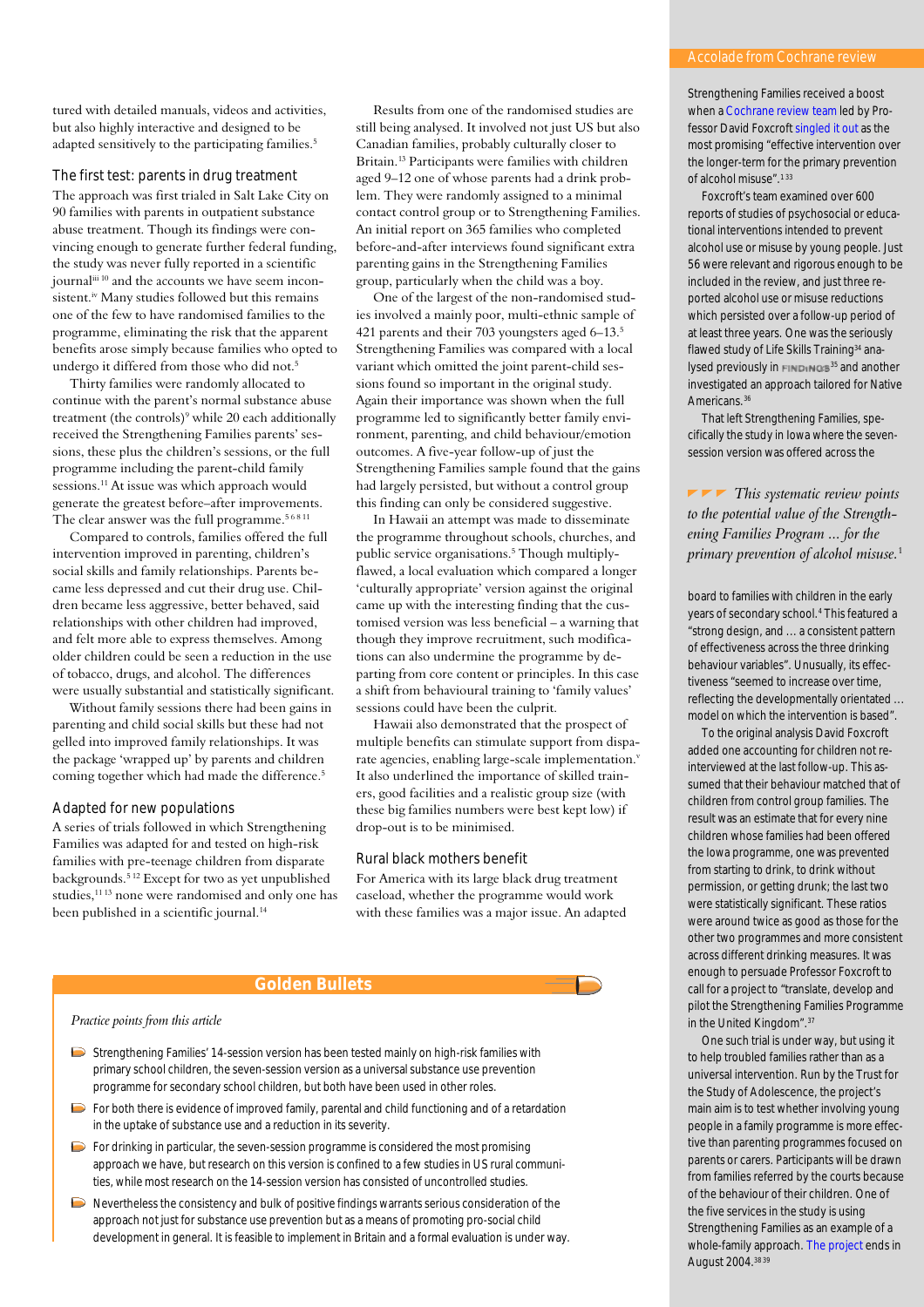tured with detailed manuals, videos and activities, but also highly interactive and designed to be adapted sensitively to the participating families.[5]

### The first test: parents in drug treatment

The approach was first trialed in Salt Lake City on 90 families with parents in outpatient substance abuse treatment. Though its findings were convincing enough to generate further federal funding, the study was never fully reported in a scientific journal[iii 10] and the accounts we have seem inconsistent.[iv] Many studies followed but this remains one of the few to have randomised families to the programme, eliminating the risk that the apparent benefits arose simply because families who opted to undergo it differed from those who did not.[5]

Thirty families were randomly allocated to continue with the parent's normal substance abuse treatment (the controls)[9] while 20 each additionally received the Strengthening Families parents' sessions, these plus the children's sessions, or the full programme including the parent-child family sessions.[11] At issue was which approach would generate the greatest before–after improvements. The clear answer was the full programme.[5 6 8 11]

Compared to controls, families offered the full intervention improved in parenting, children's social skills and family relationships. Parents became less depressed and cut their drug use. Children became less aggressive, better behaved, said relationships with other children had improved, and felt more able to express themselves. Among older children could be seen a reduction in the use of tobacco, drugs, and alcohol. The differences were usually substantial and statistically significant.

Without family sessions there had been gains in parenting and child social skills but these had not gelled into improved family relationships. It was the package 'wrapped up' by parents and children coming together which had made the difference.[5]

### Adapted for new populations

A series of trials followed in which Strengthening Families was adapted for and tested on high-risk families with pre-teenage children from disparate backgrounds.[5 12] Except for two as yet unpublished studies,[11 13] none were randomised and only one has been published in a scientific journal.[14]

Results from one of the randomised studies are still being analysed. It involved not just US but also Canadian families, probably culturally closer to Britain.[13] Participants were families with children aged 9–12 one of whose parents had a drink problem. They were randomly assigned to a minimal contact control group or to Strengthening Families. An initial report on 365 families who completed before-and-after interviews found significant extra parenting gains in the Strengthening Families group, particularly when the child was a boy.

One of the largest of the non-randomised studies involved a mainly poor, multi-ethnic sample of 421 parents and their 703 youngsters aged 6–13.[5] Strengthening Families was compared with a local variant which omitted the joint parent-child sessions found so important in the original study. Again their importance was shown when the full programme led to significantly better family environment, parenting, and child behaviour/emotion outcomes. A five-year follow-up of just the Strengthening Families sample found that the gains had largely persisted, but without a control group this finding can only be considered suggestive.

In Hawaii an attempt was made to disseminate the programme throughout schools, churches, and public service organisations.[5] Though multiply-flawed, a local evaluation which compared a longer 'culturally appropriate' version against the original came up with the interesting finding that the customised version was less beneficial – a warning that though they improve recruitment, such modifications can also undermine the programme by departing from core content or principles. In this case a shift from behavioural training to 'family values' sessions could have been the culprit.

Hawaii also demonstrated that the prospect of multiple benefits can stimulate support from disparate agencies, enabling large-scale implementation.[v] It also underlined the importance of skilled trainers, good facilities and a realistic group size (with these big families numbers were best kept low) if drop-out is to be minimised.

### Rural black mothers benefit

For America with its large black drug treatment caseload, whether the programme would work with these families was a major issue. An adapted

## Golden Bullets

*Practice points from this article*

- Strengthening Families' 14-session version has been tested mainly on high-risk families with primary school children, the seven-session version as a universal substance use prevention programme for secondary school children, but both have been used in other roles.
- For both there is evidence of improved family, parental and child functioning and of a retardation in the uptake of substance use and a reduction in its severity.
- For drinking in particular, the seven-session programme is considered the most promising approach we have, but research on this version is confined to a few studies in US rural communities, while most research on the 14-session version has consisted of uncontrolled studies.
- Nevertheless the consistency and bulk of positive findings warrants serious consideration of the approach not just for substance use prevention but as a means of promoting pro-social child development in general. It is feasible to implement in Britain and a formal evaluation is under way.

## Accolade from Cochrane review

Strengthening Families received a boost when a Cochrane review team led by Professor David Foxcroft singled it out as the most promising "effective intervention over the longer-term for the primary prevention of alcohol misuse".[1 33]

Foxcroft's team examined over 600 reports of studies of psychosocial or educational interventions intended to prevent alcohol use or misuse by young people. Just 56 were relevant and rigorous enough to be included in the review, and just three reported alcohol use or misuse reductions which persisted over a follow-up period of at least three years. One was the seriously flawed study of Life Skills Training[34] analysed previously in FINDINGS[35] and another investigated an approach tailored for Native Americans.[36]

That left Strengthening Families, specifically the study in Iowa where the seven-session version was offered across the board to families with children in the early years of secondary school.[4] This featured a "strong design, and ... a consistent pattern of effectiveness across the three drinking behaviour variables". Unusually, its effectiveness "seemed to increase over time, reflecting the developmentally orientated ... model on which the intervention is based".

To the original analysis David Foxcroft added one accounting for children not re-interviewed at the last follow-up. This assumed that their behaviour matched that of children from control group families. The result was an estimate that for every nine children whose families had been offered the Iowa programme, one was prevented from starting to drink, to drink without permission, or getting drunk; the last two were statistically significant. These ratios were around twice as good as those for the other two programmes and more consistent across different drinking measures. It was enough to persuade Professor Foxcroft to call for a project to "translate, develop and pilot the Strengthening Families Programme in the United Kingdom".[37]

> *This systematic review points to the potential value of the Strengthening Families Program ... for the primary prevention of alcohol misuse.*[1]

One such trial is under way, but using it to help troubled families rather than as a universal intervention. Run by the Trust for the Study of Adolescence, the project's main aim is to test whether involving young people in a family programme is more effective than parenting programmes focused on parents or carers. Participants will be drawn from families referred by the courts because of the behaviour of their children. One of the five services in the study is using Strengthening Families as an example of a whole-family approach. The project ends in August 2004.[38 39]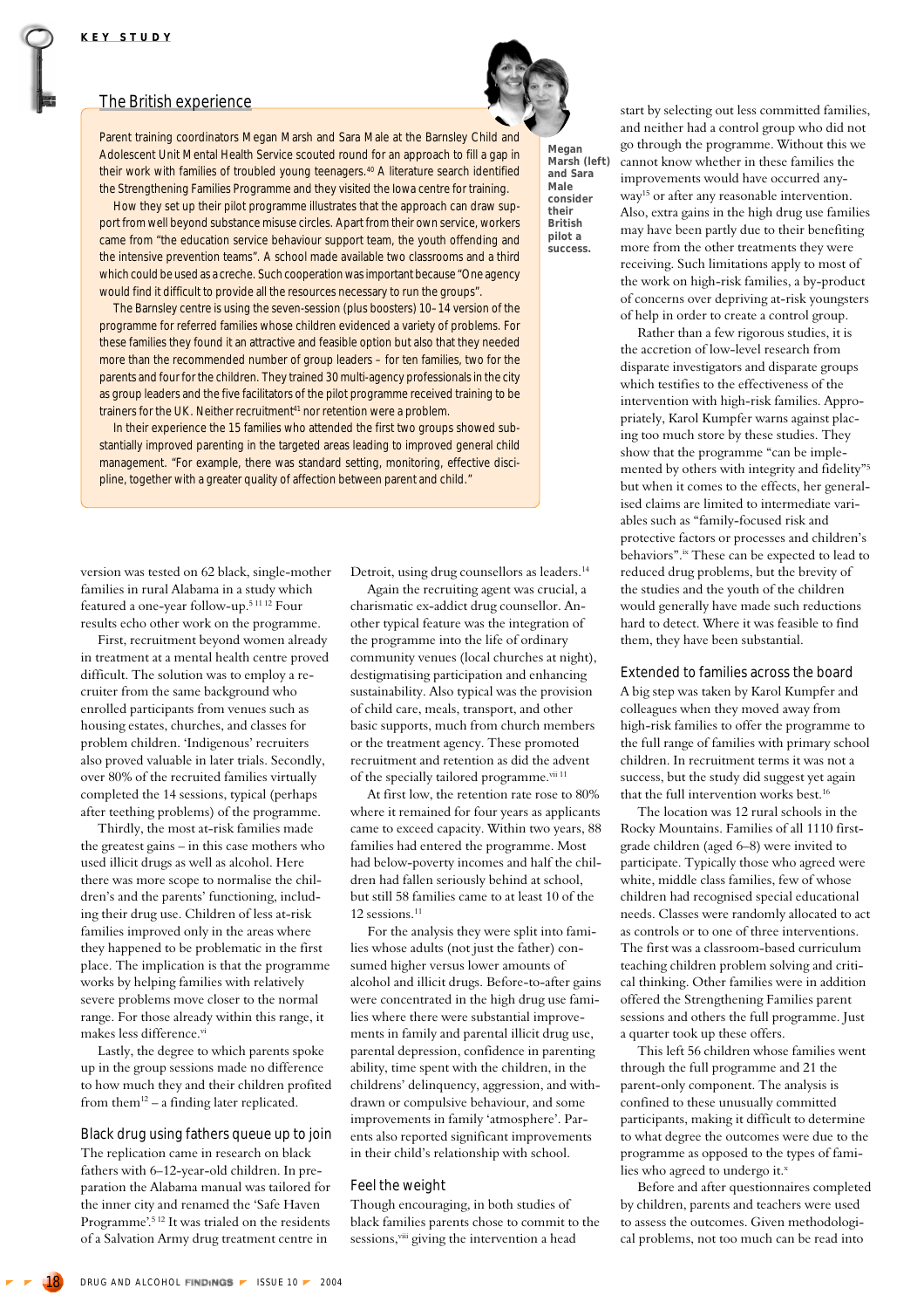KEY STUDY

## The British experience

Parent training coordinators Megan Marsh and Sara Male at the Barnsley Child and Adolescent Unit Mental Health Service scouted round for an approach to fill a gap in their work with families of troubled young teenagers.[40] A literature search identified the Strengthening Families Programme and they visited the Iowa centre for training.

How they set up their pilot programme illustrates that the approach can draw support from well beyond substance misuse circles. Apart from their own service, workers came from "the education service behaviour support team, the youth offending and the intensive prevention teams". A school made available two classrooms and a third which could be used as a creche. Such cooperation was important because "One agency would find it difficult to provide all the resources necessary to run the groups".

The Barnsley centre is using the seven-session (plus boosters) 10–14 version of the programme for referred families whose children evidenced a variety of problems. For these families they found it an attractive and feasible option but also that they needed more than the recommended number of group leaders – for ten families, two for the parents and four for the children. They trained 30 multi-agency professionals in the city as group leaders and the five facilitators of the pilot programme received training to be trainers for the UK. Neither recruitment[41] nor retention were a problem.

In their experience the 15 families who attended the first two groups showed substantially improved parenting in the targeted areas leading to improved general child management. "For example, there was standard setting, monitoring, effective discipline, together with a greater quality of affection between parent and child."

**Megan Marsh (left) and Sara Male consider their British pilot a success.**

version was tested on 62 black, single-mother families in rural Alabama in a study which featured a one-year follow-up.[5,11,12] Four results echo other work on the programme.

First, recruitment beyond women already in treatment at a mental health centre proved difficult. The solution was to employ a recruiter from the same background who enrolled participants from venues such as housing estates, churches, and classes for problem children. 'Indigenous' recruiters also proved valuable in later trials. Secondly, over 80% of the recruited families virtually completed the 14 sessions, typical (perhaps after teething problems) of the programme.

Thirdly, the most at-risk families made the greatest gains – in this case mothers who used illicit drugs as well as alcohol. Here there was more scope to normalise the children's and the parents' functioning, including their drug use. Children of less at-risk families improved only in the areas where they happened to be problematic in the first place. The implication is that the programme works by helping families with relatively severe problems move closer to the normal range. For those already within this range, it makes less difference.[vi]

Lastly, the degree to which parents spoke up in the group sessions made no difference to how much they and their children profited from them[12] – a finding later replicated.

### Black drug using fathers queue up to join

The replication came in research on black fathers with 6–12-year-old children. In preparation the Alabama manual was tailored for the inner city and renamed the 'Safe Haven Programme'.[5,12] It was trialed on the residents of a Salvation Army drug treatment centre in Detroit, using drug counsellors as leaders.[14]

Again the recruiting agent was crucial, a charismatic ex-addict drug counsellor. Another typical feature was the integration of the programme into the life of ordinary community venues (local churches at night), destigmatising participation and enhancing sustainability. Also typical was the provision of child care, meals, transport, and other basic supports, much from church members or the treatment agency. These promoted recruitment and retention as did the advent of the specially tailored programme.[vii,11]

At first low, the retention rate rose to 80% where it remained for four years as applicants came to exceed capacity. Within two years, 88 families had entered the programme. Most had below-poverty incomes and half the children had fallen seriously behind at school, but still 58 families came to at least 10 of the 12 sessions.[11]

For the analysis they were split into families whose adults (not just the father) consumed higher versus lower amounts of alcohol and illicit drugs. Before-to-after gains were concentrated in the high drug use families where there were substantial improvements in family and parental illicit drug use, parental depression, confidence in parenting ability, time spent with the children, in the childrens' delinquency, aggression, and withdrawn or compulsive behaviour, and some improvements in family 'atmosphere'. Parents also reported significant improvements in their child's relationship with school.

### Feel the weight

Though encouraging, in both studies of black families parents chose to commit to the sessions,[viii] giving the intervention a head start by selecting out less committed families, and neither had a control group who did not go through the programme. Without this we cannot know whether in these families the improvements would have occurred anyway[15] or after any reasonable intervention. Also, extra gains in the high drug use families may have been partly due to their benefiting more from the other treatments they were receiving. Such limitations apply to most of the work on high-risk families, a by-product of concerns over depriving at-risk youngsters of help in order to create a control group.

Rather than a few rigorous studies, it is the accretion of low-level research from disparate investigators and disparate groups which testifies to the effectiveness of the intervention with high-risk families. Appropriately, Karol Kumpfer warns against placing too much store by these studies. They show that the programme "can be implemented by others with integrity and fidelity"[5] but when it comes to the effects, her generalised claims are limited to intermediate variables such as "family-focused risk and protective factors or processes and children's behaviors".[ix] These can be expected to lead to reduced drug problems, but the brevity of the studies and the youth of the children would generally have made such reductions hard to detect. Where it was feasible to find them, they have been substantial.

### Extended to families across the board

A big step was taken by Karol Kumpfer and colleagues when they moved away from high-risk families to offer the programme to the full range of families with primary school children. In recruitment terms it was not a success, but the study did suggest yet again that the full intervention works best.[16]

The location was 12 rural schools in the Rocky Mountains. Families of all 1110 first-grade children (aged 6–8) were invited to participate. Typically those who agreed were white, middle class families, few of whose children had recognised special educational needs. Classes were randomly allocated to act as controls or to one of three interventions. The first was a classroom-based curriculum teaching children problem solving and critical thinking. Other families were in addition offered the Strengthening Families parent sessions and others the full programme. Just a quarter took up these offers.

This left 56 children whose families went through the full programme and 21 the parent-only component. The analysis is confined to these unusually committed participants, making it difficult to determine to what degree the outcomes were due to the programme as opposed to the types of families who agreed to undergo it.[x]

Before and after questionnaires completed by children, parents and teachers were used to assess the outcomes. Given methodological problems, not too much can be read into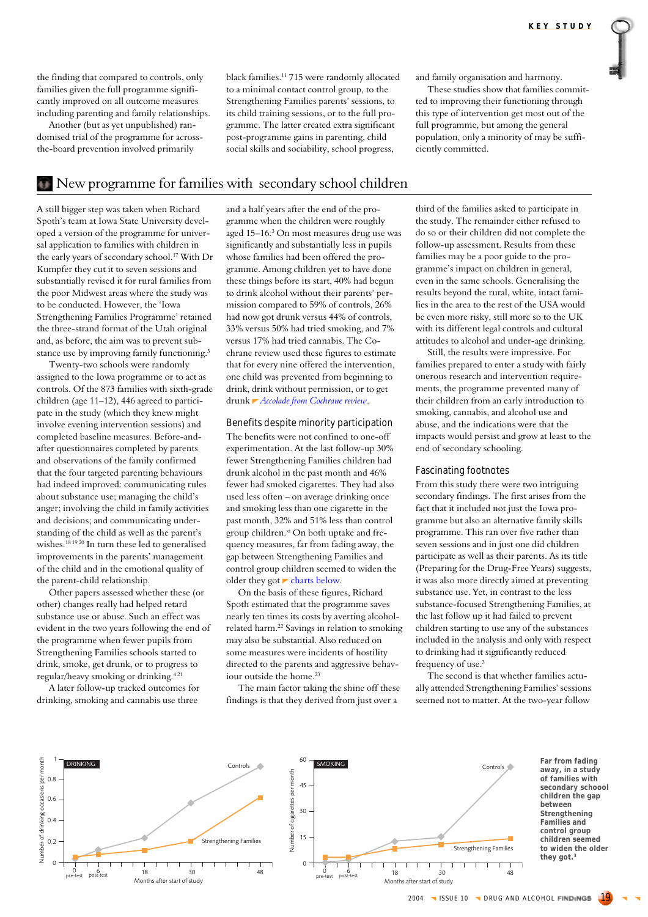the finding that compared to controls, only families given the full programme significantly improved on all outcome measures including parenting and family relationships.

Another (but as yet unpublished) randomised trial of the programme for across-the-board prevention involved primarily black families.[11] 715 were randomly allocated to a minimal contact control group, to the Strengthening Families parents' sessions, to its child training sessions, or to the full programme. The latter created extra significant post-programme gains in parenting, child social skills and sociability, school progress, and family organisation and harmony.

These studies show that families committed to improving their functioning through this type of intervention get most out of the full programme, but among the general population, only a minority of may be sufficiently committed.

## New programme for families with secondary school children

A still bigger step was taken when Richard Spoth's team at Iowa State University developed a version of the programme for universal application to families with children in the early years of secondary school.[17] With Dr Kumpfer they cut it to seven sessions and substantially revised it for rural families from the poor Midwest areas where the study was to be conducted. However, the 'Iowa Strengthening Families Programme' retained the three-strand format of the Utah original and, as before, the aim was to prevent substance use by improving family functioning.[3]

Twenty-two schools were randomly assigned to the Iowa programme or to act as controls. Of the 873 families with sixth-grade children (age 11–12), 446 agreed to participate in the study (which they knew might involve evening intervention sessions) and completed baseline measures. Before-and-after questionnaires completed by parents and observations of the family confirmed that the four targeted parenting behaviours had indeed improved: communicating rules about substance use; managing the child's anger; involving the child in family activities and decisions; and communicating understanding of the child as well as the parent's wishes.[18 19 20] In turn these led to generalised improvements in the parents' management of the child and in the emotional quality of the parent-child relationship.

Other papers assessed whether these (or other) changes really had helped retard substance use or abuse. Such an effect was evident in the two years following the end of the programme when fewer pupils from Strengthening Families schools started to drink, smoke, get drunk, or to progress to regular/heavy smoking or drinking.[4 21]

A later follow-up tracked outcomes for drinking, smoking and cannabis use three and a half years after the end of the programme when the children were roughly aged 15–16.[3] On most measures drug use was significantly and substantially less in pupils whose families had been offered the programme. Among children yet to have done these things before its start, 40% had begun to drink alcohol without their parents' permission compared to 59% of controls, 26% had now got drunk versus 44% of controls, 33% versus 50% had tried smoking, and 7% versus 17% had tried cannabis. The Cochrane review used these figures to estimate that for every nine offered the intervention, one child was prevented from beginning to drink, drink without permission, or to get drunk ◤ *Accolade from Cochrane review*.

### Benefits despite minority participation

The benefits were not confined to one-off experimentation. At the last follow-up 30% fewer Strengthening Families children had drunk alcohol in the past month and 46% fewer had smoked cigarettes. They had also used less often – on average drinking once and smoking less than one cigarette in the past month, 32% and 51% less than control group children.[xi] On both uptake and frequency measures, far from fading away, the gap between Strengthening Families and control group children seemed to widen the older they got ◤ charts below.

On the basis of these figures, Richard Spoth estimated that the programme saves nearly ten times its costs by averting alcohol-related harm.[22] Savings in relation to smoking may also be substantial. Also reduced on some measures were incidents of hostility directed to the parents and aggressive behaviour outside the home.[23]

The main factor taking the shine off these findings is that they derived from just over a third of the families asked to participate in the study. The remainder either refused to do so or their children did not complete the follow-up assessment. Results from these families may be a poor guide to the programme's impact on children in general, even in the same schools. Generalising the results beyond the rural, white, intact families in the area to the rest of the USA would be even more risky, still more so to the UK with its different legal controls and cultural attitudes to alcohol and under-age drinking.

Still, the results were impressive. For families prepared to enter a study with fairly onerous research and intervention requirements, the programme prevented many of their children from an early introduction to smoking, cannabis, and alcohol use and abuse, and the indications were that the impacts would persist and grow at least to the end of secondary schooling.

### Fascinating footnotes

From this study there were two intriguing secondary findings. The first arises from the fact that it included not just the Iowa programme but also an alternative family skills programme. This ran over five rather than seven sessions and in just one did children participate as well as their parents. As its title (Preparing for the Drug-Free Years) suggests, it was also more directly aimed at preventing substance use. Yet, in contrast to the less substance-focused Strengthening Families, at the last follow up it had failed to prevent children starting to use any of the substances included in the analysis and only with respect to drinking had it significantly reduced frequency of use.[3]

The second is that whether families actually attended Strengthening Families' sessions seemed not to matter. At the two-year follow

**Far from fading away, in a study of families with secondary schoool children the gap between Strengthening Families and control group children seemed to widen the older they got.[3]**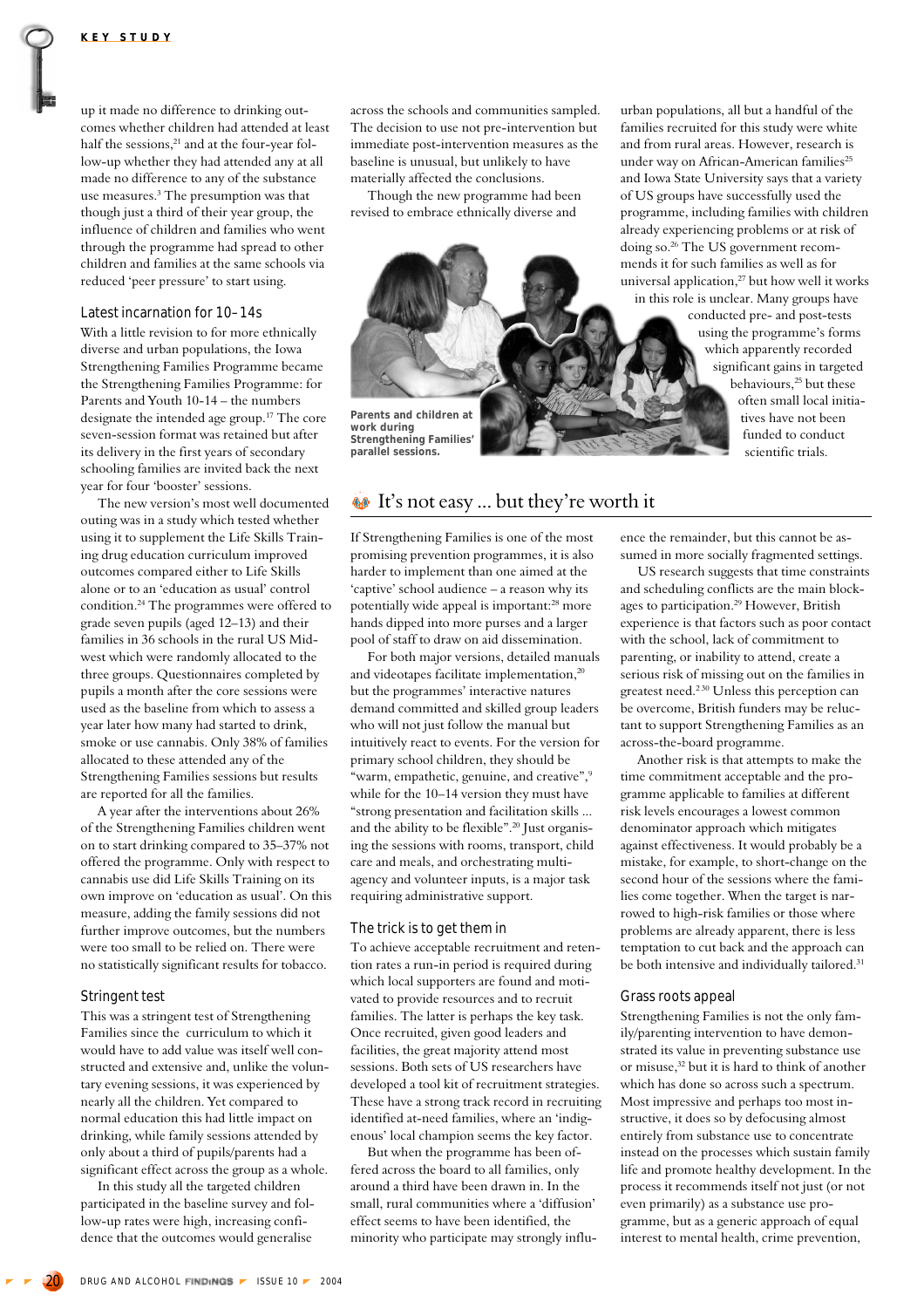up it made no difference to drinking outcomes whether children had attended at least half the sessions,[21] and at the four-year follow-up whether they had attended any at all made no difference to any of the substance use measures.[3] The presumption was that though just a third of their year group, the influence of children and families who went through the programme had spread to other children and families at the same schools via reduced 'peer pressure' to start using.

### Latest incarnation for 10–14s

With a little revision to for more ethnically diverse and urban populations, the Iowa Strengthening Families Programme became the Strengthening Families Programme: for Parents and Youth 10-14 – the numbers designate the intended age group.[17] The core seven-session format was retained but after its delivery in the first years of secondary schooling families are invited back the next year for four 'booster' sessions.

The new version's most well documented outing was in a study which tested whether using it to supplement the Life Skills Training drug education curriculum improved outcomes compared either to Life Skills alone or to an 'education as usual' control condition.[24] The programmes were offered to grade seven pupils (aged 12–13) and their families in 36 schools in the rural US Midwest which were randomly allocated to the three groups. Questionnaires completed by pupils a month after the core sessions were used as the baseline from which to assess a year later how many had started to drink, smoke or use cannabis. Only 38% of families allocated to these attended any of the Strengthening Families sessions but results are reported for all the families.

A year after the interventions about 26% of the Strengthening Families children went on to start drinking compared to 35–37% not offered the programme. Only with respect to cannabis use did Life Skills Training on its own improve on 'education as usual'. On this measure, adding the family sessions did not further improve outcomes, but the numbers were too small to be relied on. There were no statistically significant results for tobacco.

### Stringent test

This was a stringent test of Strengthening Families since the curriculum to which it would have to add value was itself well constructed and extensive and, unlike the voluntary evening sessions, it was experienced by nearly all the children. Yet compared to normal education this had little impact on drinking, while family sessions attended by only about a third of pupils/parents had a significant effect across the group as a whole.

In this study all the targeted children participated in the baseline survey and follow-up rates were high, increasing confidence that the outcomes would generalise across the schools and communities sampled. The decision to use not pre-intervention but immediate post-intervention measures as the baseline is unusual, but unlikely to have materially affected the conclusions.

Though the new programme had been revised to embrace ethnically diverse and urban populations, all but a handful of the families recruited for this study were white and from rural areas. However, research is under way on African-American families[25] and Iowa State University says that a variety of US groups have successfully used the programme, including families with children already experiencing problems or at risk of doing so.[26] The US government recommends it for such families as well as for universal application,[27] but how well it works in this role is unclear. Many groups have conducted pre- and post-tests using the programme's forms which apparently recorded significant gains in targeted behaviours,[25] but these often small local initiatives have not been funded to conduct scientific trials.

Parents and children at work during Strengthening Families' parallel sessions.

## It's not easy ... but they're worth it

If Strengthening Families is one of the most promising prevention programmes, it is also harder to implement than one aimed at the 'captive' school audience – a reason why its potentially wide appeal is important:[28] more hands dipped into more purses and a larger pool of staff to draw on aid dissemination.

For both major versions, detailed manuals and videotapes facilitate implementation,[20] but the programmes' interactive natures demand committed and skilled group leaders who will not just follow the manual but intuitively react to events. For the version for primary school children, they should be "warm, empathetic, genuine, and creative",[9] while for the 10–14 version they must have "strong presentation and facilitation skills ... and the ability to be flexible".[20] Just organising the sessions with rooms, transport, child care and meals, and orchestrating multi-agency and volunteer inputs, is a major task requiring administrative support.

### The trick is to get them in

To achieve acceptable recruitment and retention rates a run-in period is required during which local supporters are found and motivated to provide resources and to recruit families. The latter is perhaps the key task. Once recruited, given good leaders and facilities, the great majority attend most sessions. Both sets of US researchers have developed a tool kit of recruitment strategies. These have a strong track record in recruiting identified at-need families, where an 'indigenous' local champion seems the key factor.

But when the programme has been offered across the board to all families, only around a third have been drawn in. In the small, rural communities where a 'diffusion' effect seems to have been identified, the minority who participate may strongly influence the remainder, but this cannot be assumed in more socially fragmented settings.

US research suggests that time constraints and scheduling conflicts are the main blockages to participation.[29] However, British experience is that factors such as poor contact with the school, lack of commitment to parenting, or inability to attend, create a serious risk of missing out on the families in greatest need.[2,30] Unless this perception can be overcome, British funders may be reluctant to support Strengthening Families as an across-the-board programme.

Another risk is that attempts to make the time commitment acceptable and the programme applicable to families at different risk levels encourages a lowest common denominator approach which mitigates against effectiveness. It would probably be a mistake, for example, to short-change on the second hour of the sessions where the families come together. When the target is narrowed to high-risk families or those where problems are already apparent, there is less temptation to cut back and the approach can be both intensive and individually tailored.[31]

### Grass roots appeal

Strengthening Families is not the only family/parenting intervention to have demonstrated its value in preventing substance use or misuse,[32] but it is hard to think of another which has done so across such a spectrum. Most impressive and perhaps too most instructive, it does so by defocusing almost entirely from substance use to concentrate instead on the processes which sustain family life and promote healthy development. In the process it recommends itself not just (or not even primarily) as a substance use programme, but as a generic approach of equal interest to mental health, crime prevention,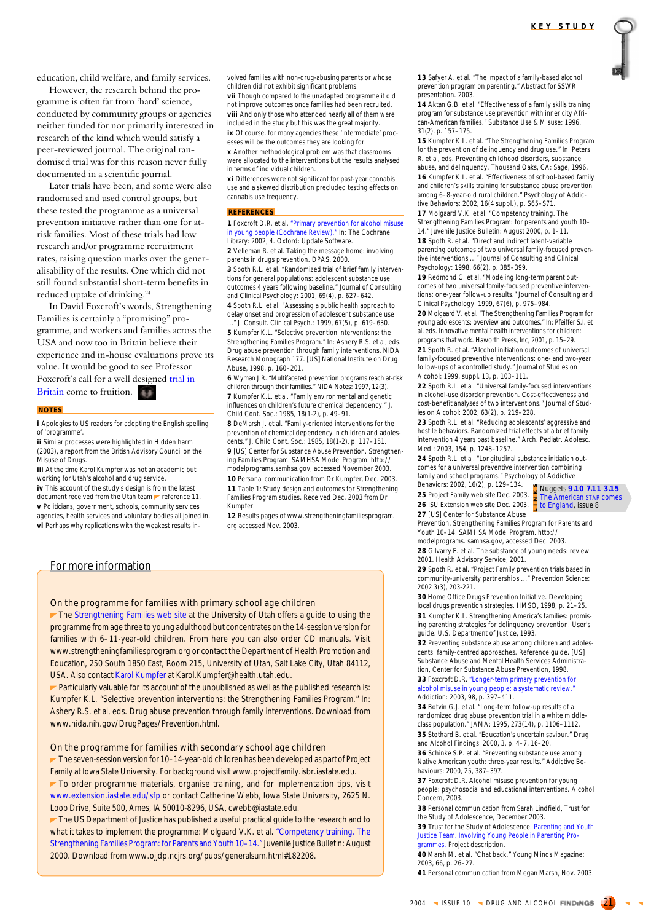education, child welfare, and family services.

However, the research behind the programme is often far from 'hard' science, conducted by community groups or agencies neither funded for nor primarily interested in research of the kind which would satisfy a peer-reviewed journal. The original randomised trial was for this reason never fully documented in a scientific journal.

Later trials have been, and some were also randomised and used control groups, but these tested the programme as a universal prevention initiative rather than one for at-risk families. Most of these trials had low research and/or programme recruitment rates, raising question marks over the generalisability of the results. One which did not still found substantial short-term benefits in reduced uptake of drinking.[24]

In David Foxcroft's words, Strengthening Families is certainly a "promising" programme, and workers and families across the USA and now too in Britain believe their experience and in-house evaluations prove its value. It would be good to see Professor Foxcroft's call for a well designed trial in Britain come to fruition.

## NOTES

**i** Apologies to US readers for adopting the English spelling of 'programme'.

**ii** Similar processes were highlighted in Hidden harm (2003), a report from the British Advisory Council on the Misuse of Drugs.

**iii** At the time Karol Kumpfer was not an academic but working for Utah's alcohol and drug service.

**iv** This account of the study's design is from the latest document received from the Utah team ► reference 11.

**v** Politicians, government, schools, community services agencies, health services and voluntary bodies all joined in.

**vi** Perhaps why replications with the weakest results involved families with non-drug-abusing parents or whose children did not exhibit significant problems.

**vii** Though compared to the unadapted programme it did not improve outcomes once families had been recruited.

**viii** And only those who attended nearly all of them were included in the study but this was the great majority.

**ix** Of course, for many agencies these 'intermediate' processes will be the outcomes they are looking for.

**x** Another methodological problem was that classrooms were allocated to the interventions but the results analysed in terms of individual children.

**xi** Differences were not significant for past-year cannabis use and a skewed distribution precluded testing effects on cannabis use frequency.

## REFERENCES

**1** Foxcroft D.R. et al. "Primary prevention for alcohol misuse in young people (Cochrane Review)." In: The Cochrane Library: 2002, 4. Oxford: Update Software.

**2** Velleman R. et al. Taking the message home: involving parents in drugs prevention. DPAS, 2000.

**3** Spoth R.L. et al. "Randomized trial of brief family interventions for general populations: adolescent substance use outcomes 4 years following baseline." Journal of Consulting and Clinical Psychology: 2001, 69(4), p. 627–642.

**4** Spoth R.L. et al. "Assessing a public health approach to delay onset and progression of adolescent substance use ..." J. Consult. Clinical Psych.: 1999, 67(5), p. 619–630.

**5** Kumpfer K.L. "Selective prevention interventions: the Strengthening Families Program." In: Ashery R.S. et al, eds. Drug abuse prevention through family interventions. NIDA Research Monograph 177. [US] National Institute on Drug Abuse, 1998, p. 160–201.

**6** Wyman J.R. "Multifaceted prevention programs reach at-risk children through their families." NIDA Notes: 1997, 12(3).

**7** Kumpfer K.L. et al. "Family environmental and genetic influences on children's future chemical dependency." J. Child Cont. Soc.: 1985, 18(1-2), p. 49–91.

**8** DeMarsh J. et al. "Family-oriented interventions for the prevention of chemical dependency in children and adolescents." J. Child Cont. Soc.: 1985, 18(1-2), p. 117–151.

**9** [US] Center for Substance Abuse Prevention. Strengthening Families Program. SAMHSA Model Program. http://modelprograms.samhsa.gov, accessed November 2003.

**10** Personal communication from Dr Kumpfer, Dec. 2003.

**11** Table 1: Study design and outcomes for Strengthening Families Program studies. Received Dec. 2003 from Dr Kumpfer.

**12** Results pages of www.strengtheningfamiliesprogram.org accessed Nov. 2003.

**13** Safyer A. et al. "The impact of a family-based alcohol prevention program on parenting." Abstract for SSWR presentation. 2003.

**14** Aktan G.B. et al. "Effectiveness of a family skills training program for substance use prevention with inner city African-American families." Substance Use & Misuse: 1996, 31(2), p. 157–175.

**15** Kumpfer K.L. et al. "The Strengthening Families Program for the prevention of delinquency and drug use." In: Peters R. et al, eds. Preventing childhood disorders, substance abuse, and delinquency. Thousand Oaks, CA: Sage, 1996.

**16** Kumpfer K.L. et al. "Effectiveness of school-based family and children's skills training for substance abuse prevention among 6–8-year-old rural children." Psychology of Addictive Behaviors: 2002, 16(4 suppl.), p. S65–S71.

**17** Molgaard V.K. et al. "Competency training. The Strengthening Families Program: for parents and youth 10–14." Juvenile Justice Bulletin: August 2000, p. 1–11.

**18** Spoth R. et al. "Direct and indirect latent-variable parenting outcomes of two universal family-focused preventive interventions ..." Journal of Consulting and Clinical Psychology: 1998, 66(2), p. 385–399.

**19** Redmond C. et al. "Modeling long-term parent outcomes of two universal family-focused preventive interventions: one-year follow-up results." Journal of Consulting and Clinical Psychology: 1999, 67(6), p. 975–984.

**20** Molgaard V. et al. "The Strengthening Families Program for young adolescents: overview and outcomes." In: Pfeiffer S.I. et al, eds. Innovative mental health interventions for children: programs that work. Haworth Press, Inc, 2001, p. 15–29.

**21** Spoth R. et al. "Alcohol initiation outcomes of universal family-focused preventive interventions: one- and two-year follow-ups of a controlled study." Journal of Studies on Alcohol: 1999, suppl. 13, p. 103–111.

**22** Spoth R.L. et al. "Universal family-focused interventions in alcohol-use disorder prevention. Cost-effectiveness and cost-benefit analyses of two interventions." Journal of Studies on Alcohol: 2002, 63(2), p. 219–228.

**23** Spoth R.L. et al. "Reducing adolescents' aggressive and hostile behaviors. Randomized trial effects of a brief family intervention 4 years past baseline." Arch. Pediatr. Adolesc. Med.: 2003, 154, p. 1248–1257.

**24** Spoth R.L. et al. "Longitudinal substance initiation outcomes for a universal preventive intervention combining family and school programs." Psychology of Addictive Behaviors: 2002, 16(2), p. 129–134.

**25** Project Family web site Dec. 2003.

**26** ISU Extension web site Dec. 2003.

**27** [US] Center for Substance Abuse Prevention. Strengthening Families Program for Parents and Youth 10–14. SAMHSA Model Program. http://modelprograms.samhsa.gov, accessed Dec. 2003.

**28** Gilvarry E. et al. The substance of young needs: review 2001. Health Advisory Service, 2001.

**29** Spoth R. et al. "Project Family prevention trials based in community-university partnerships ..." Prevention Science: 2002 3(3), 203-221.

**30** Home Office Drugs Prevention Initiative. Developing local drugs prevention strategies. HMSO, 1998, p. 21–25.

**31** Kumpfer K.L. Strengthening America's families: promising parenting strategies for delinquency prevention. User's guide. U.S. Department of Justice, 1993.

**32** Preventing substance abuse among children and adolescents: family-centred approaches. Reference guide. [US] Substance Abuse and Mental Health Services Administration, Center for Substance Abuse Prevention, 1998.

**33** Foxcroft D.R. "Longer-term primary prevention for alcohol misuse in young people: a systematic review." Addiction: 2003, 98, p. 397–411.

**34** Botvin G.J. et al. "Long-term follow-up results of a randomized drug abuse prevention trial in a white middle-class population." JAMA: 1995, 273(14), p. 1106–1112.

**35** Stothard B. et al. "Education's uncertain saviour." Drug and Alcohol Findings: 2000, 3, p. 4–7, 16–20.

**36** Schinke S.P. et al. "Preventing substance use among Native American youth: three-year results." Addictive Behaviours: 2000, 25, 387–397.

**37** Foxcroft D.R. Alcohol misuse prevention for young people: psychosocial and educational interventions. Alcohol Concern, 2003.

**38** Personal communication from Sarah Lindfield, Trust for the Study of Adolescence, December 2003.

**39** Trust for the Study of Adolescence. Parenting and Youth Justice Team. Involving Young People in Parenting Programmes. Project description.

**40** Marsh M. et al. "Chat back." Young Minds Magazine: 2003, 66, p. 26–27.

**41** Personal communication from Megan Marsh, Nov. 2003.

Nuggets 9.10 7.11 3.15
The American STAR comes to England, issue 8

## For more information

### On the programme for families with primary school age children

► The Strengthening Families web site at the University of Utah offers a guide to using the programme from age three to young adulthood but concentrates on the 14-session version for families with 6–11-year-old children. From here you can also order CD manuals. Visit www.strengtheningfamiliesprogram.org or contact the Department of Health Promotion and Education, 250 South 1850 East, Room 215, University of Utah, Salt Lake City, Utah 84112, USA. Also contact Karol Kumpfer at Karol.Kumpfer@health.utah.edu.

► Particularly valuable for its account of the unpublished as well as the published research is: Kumpfer K.L. "Selective prevention interventions: the Strengthening Families Program." In: Ashery R.S. et al, eds. Drug abuse prevention through family interventions. Download from www.nida.nih.gov/DrugPages/Prevention.html.

### On the programme for families with secondary school age children

► The seven-session version for 10–14-year-old children has been developed as part of Project Family at Iowa State University. For background visit www.projectfamily.isbr.iastate.edu.

► To order programme materials, organise training, and for implementation tips, visit www.extension.iastate.edu/sfp or contact Catherine Webb, Iowa State University, 2625 N. Loop Drive, Suite 500, Ames, IA 50010-8296, USA, cwebb@iastate.edu.

► The US Department of Justice has published a useful practical guide to the research and to what it takes to implement the programme: Molgaard V.K. et al. "Competency training. The Strengthening Families Program: for Parents and Youth 10–14." Juvenile Justice Bulletin: August 2000. Download from www.ojjdp.ncjrs.org/pubs/generalsum.html#182208.